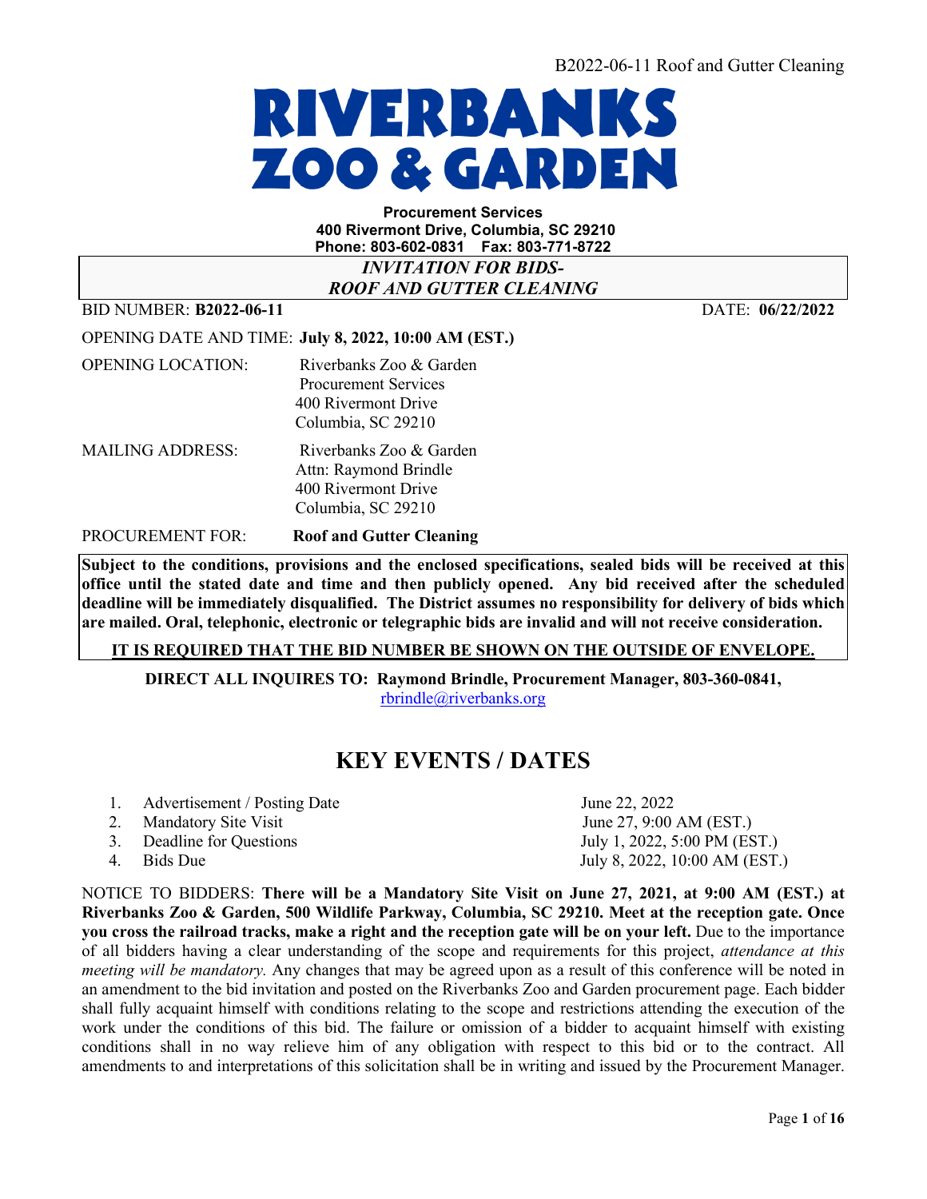# RIVERBANKS ZOO & GARDEN

**Procurement Services**
**400 Rivermont Drive, Columbia, SC 29210**
**Phone: 803-602-0831 Fax: 803-771-8722**

***INVITATION FOR BIDS-***
***ROOF AND GUTTER CLEANING***

BID NUMBER: **B2022-06-11** DATE: **06/22/2022**

OPENING DATE AND TIME: **July 8, 2022, 10:00 AM (EST.)**

OPENING LOCATION: Riverbanks Zoo & Garden
Procurement Services
400 Rivermont Drive
Columbia, SC 29210

MAILING ADDRESS: Riverbanks Zoo & Garden
Attn: Raymond Brindle
400 Rivermont Drive
Columbia, SC 29210

PROCUREMENT FOR: **Roof and Gutter Cleaning**

**Subject to the conditions, provisions and the enclosed specifications, sealed bids will be received at this office until the stated date and time and then publicly opened. Any bid received after the scheduled deadline will be immediately disqualified. The District assumes no responsibility for delivery of bids which are mailed. Oral, telephonic, electronic or telegraphic bids are invalid and will not receive consideration.**

**IT IS REQUIRED THAT THE BID NUMBER BE SHOWN ON THE OUTSIDE OF ENVELOPE.**

**DIRECT ALL INQUIRES TO: Raymond Brindle, Procurement Manager, 803-360-0841,** rbrindle@riverbanks.org

## KEY EVENTS / DATES

1. Advertisement / Posting Date — June 22, 2022
2. Mandatory Site Visit — June 27, 9:00 AM (EST.)
3. Deadline for Questions — July 1, 2022, 5:00 PM (EST.)
4. Bids Due — July 8, 2022, 10:00 AM (EST.)

NOTICE TO BIDDERS: **There will be a Mandatory Site Visit on June 27, 2021, at 9:00 AM (EST.) at Riverbanks Zoo & Garden, 500 Wildlife Parkway, Columbia, SC 29210. Meet at the reception gate. Once you cross the railroad tracks, make a right and the reception gate will be on your left.** Due to the importance of all bidders having a clear understanding of the scope and requirements for this project, *attendance at this meeting will be mandatory.* Any changes that may be agreed upon as a result of this conference will be noted in an amendment to the bid invitation and posted on the Riverbanks Zoo and Garden procurement page. Each bidder shall fully acquaint himself with conditions relating to the scope and restrictions attending the execution of the work under the conditions of this bid. The failure or omission of a bidder to acquaint himself with existing conditions shall in no way relieve him of any obligation with respect to this bid or to the contract. All amendments to and interpretations of this solicitation shall be in writing and issued by the Procurement Manager.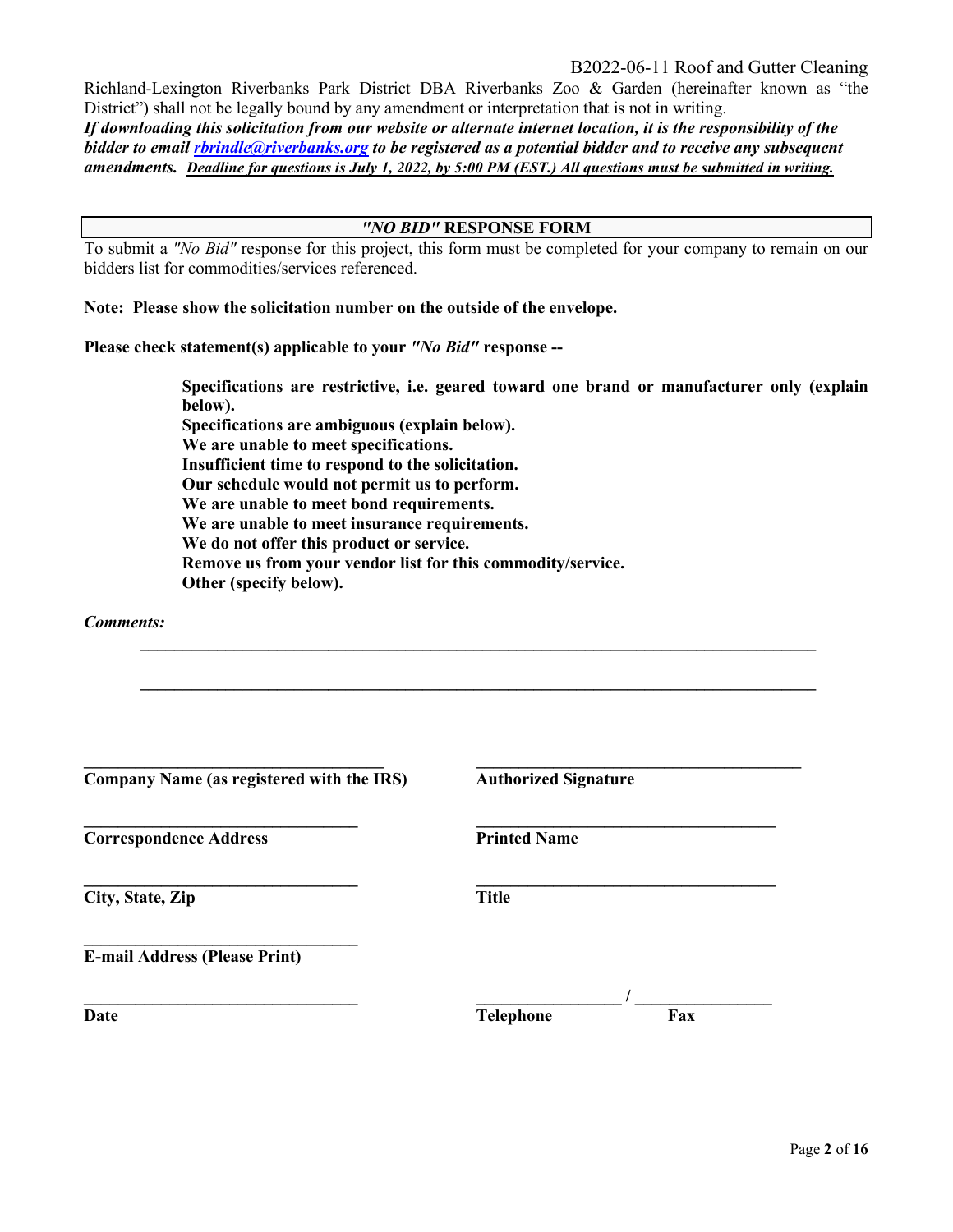Richland-Lexington Riverbanks Park District DBA Riverbanks Zoo & Garden (hereinafter known as "the District") shall not be legally bound by any amendment or interpretation that is not in writing.

***If downloading this solicitation from our website or alternate internet location, it is the responsibility of the bidder to email [rbrindle@riverbanks.org](mailto:rbrindle@riverbanks.org) to be registered as a potential bidder and to receive any subsequent amendments.*** ***Deadline for questions is July 1, 2022, by 5:00 PM (EST.) All questions must be submitted in writing.***

## *"NO BID"* RESPONSE FORM

To submit a *"No Bid"* response for this project, this form must be completed for your company to remain on our bidders list for commodities/services referenced.

**Note: Please show the solicitation number on the outside of the envelope.**

**Please check statement(s) applicable to your *"No Bid"* response --**

- **Specifications are restrictive, i.e. geared toward one brand or manufacturer only (explain below).**
- **Specifications are ambiguous (explain below).**
- **We are unable to meet specifications.**
- **Insufficient time to respond to the solicitation.**
- **Our schedule would not permit us to perform.**
- **We are unable to meet bond requirements.**
- **We are unable to meet insurance requirements.**
- **We do not offer this product or service.**
- **Remove us from your vendor list for this commodity/service.**
- **Other (specify below).**

***Comments:***

______________________________________________________________________________

______________________________________________________________________________

| | |
|---|---|
| ______________________________ | ______________________________ |
| **Company Name (as registered with the IRS)** | **Authorized Signature** |
| ______________________________ | ______________________________ |
| **Correspondence Address** | **Printed Name** |
| ______________________________ | ______________________________ |
| **City, State, Zip** | **Title** |
| ______________________________ | |
| **E-mail Address (Please Print)** | |
| ______________________________ | _______________ / _______________ |
| **Date** | **Telephone** / **Fax** |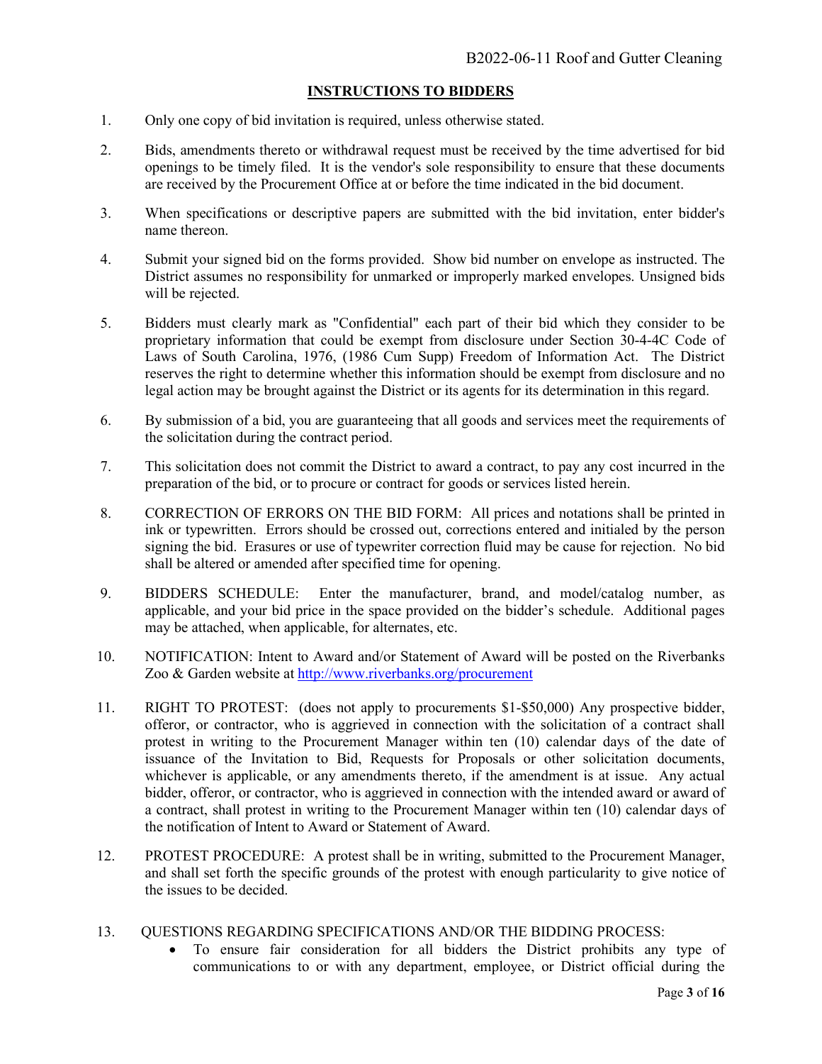## INSTRUCTIONS TO BIDDERS

1. Only one copy of bid invitation is required, unless otherwise stated.

2. Bids, amendments thereto or withdrawal request must be received by the time advertised for bid openings to be timely filed. It is the vendor's sole responsibility to ensure that these documents are received by the Procurement Office at or before the time indicated in the bid document.

3. When specifications or descriptive papers are submitted with the bid invitation, enter bidder's name thereon.

4. Submit your signed bid on the forms provided. Show bid number on envelope as instructed. The District assumes no responsibility for unmarked or improperly marked envelopes. Unsigned bids will be rejected.

5. Bidders must clearly mark as "Confidential" each part of their bid which they consider to be proprietary information that could be exempt from disclosure under Section 30-4-4C Code of Laws of South Carolina, 1976, (1986 Cum Supp) Freedom of Information Act. The District reserves the right to determine whether this information should be exempt from disclosure and no legal action may be brought against the District or its agents for its determination in this regard.

6. By submission of a bid, you are guaranteeing that all goods and services meet the requirements of the solicitation during the contract period.

7. This solicitation does not commit the District to award a contract, to pay any cost incurred in the preparation of the bid, or to procure or contract for goods or services listed herein.

8. CORRECTION OF ERRORS ON THE BID FORM: All prices and notations shall be printed in ink or typewritten. Errors should be crossed out, corrections entered and initialed by the person signing the bid. Erasures or use of typewriter correction fluid may be cause for rejection. No bid shall be altered or amended after specified time for opening.

9. BIDDERS SCHEDULE: Enter the manufacturer, brand, and model/catalog number, as applicable, and your bid price in the space provided on the bidder's schedule. Additional pages may be attached, when applicable, for alternates, etc.

10. NOTIFICATION: Intent to Award and/or Statement of Award will be posted on the Riverbanks Zoo & Garden website at http://www.riverbanks.org/procurement

11. RIGHT TO PROTEST: (does not apply to procurements $1-$50,000) Any prospective bidder, offeror, or contractor, who is aggrieved in connection with the solicitation of a contract shall protest in writing to the Procurement Manager within ten (10) calendar days of the date of issuance of the Invitation to Bid, Requests for Proposals or other solicitation documents, whichever is applicable, or any amendments thereto, if the amendment is at issue. Any actual bidder, offeror, or contractor, who is aggrieved in connection with the intended award or award of a contract, shall protest in writing to the Procurement Manager within ten (10) calendar days of the notification of Intent to Award or Statement of Award.

12. PROTEST PROCEDURE: A protest shall be in writing, submitted to the Procurement Manager, and shall set forth the specific grounds of the protest with enough particularity to give notice of the issues to be decided.

13. QUESTIONS REGARDING SPECIFICATIONS AND/OR THE BIDDING PROCESS:
    - To ensure fair consideration for all bidders the District prohibits any type of communications to or with any department, employee, or District official during the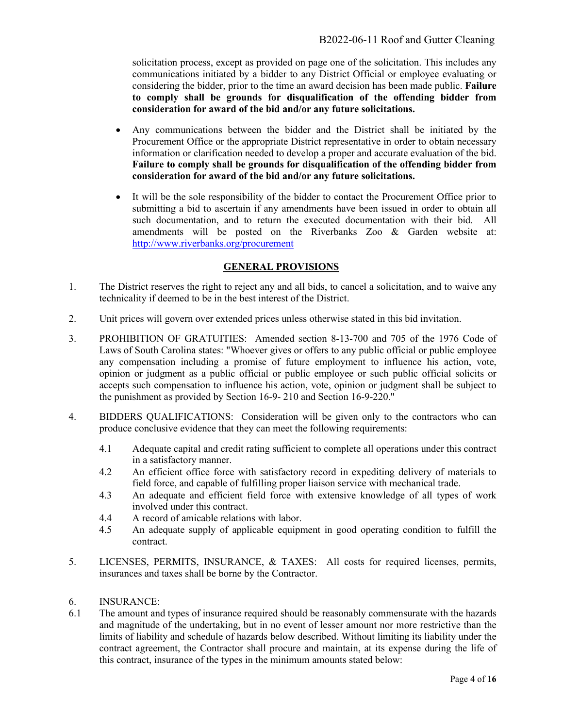solicitation process, except as provided on page one of the solicitation. This includes any communications initiated by a bidder to any District Official or employee evaluating or considering the bidder, prior to the time an award decision has been made public. **Failure to comply shall be grounds for disqualification of the offending bidder from consideration for award of the bid and/or any future solicitations.**

- Any communications between the bidder and the District shall be initiated by the Procurement Office or the appropriate District representative in order to obtain necessary information or clarification needed to develop a proper and accurate evaluation of the bid. **Failure to comply shall be grounds for disqualification of the offending bidder from consideration for award of the bid and/or any future solicitations.**

- It will be the sole responsibility of the bidder to contact the Procurement Office prior to submitting a bid to ascertain if any amendments have been issued in order to obtain all such documentation, and to return the executed documentation with their bid. All amendments will be posted on the Riverbanks Zoo & Garden website at: [http://www.riverbanks.org/procurement](http://www.riverbanks.org/procurement)

## GENERAL PROVISIONS

1. The District reserves the right to reject any and all bids, to cancel a solicitation, and to waive any technicality if deemed to be in the best interest of the District.

2. Unit prices will govern over extended prices unless otherwise stated in this bid invitation.

3. PROHIBITION OF GRATUITIES: Amended section 8-13-700 and 705 of the 1976 Code of Laws of South Carolina states: "Whoever gives or offers to any public official or public employee any compensation including a promise of future employment to influence his action, vote, opinion or judgment as a public official or public employee or such public official solicits or accepts such compensation to influence his action, vote, opinion or judgment shall be subject to the punishment as provided by Section 16-9- 210 and Section 16-9-220."

4. BIDDERS QUALIFICATIONS: Consideration will be given only to the contractors who can produce conclusive evidence that they can meet the following requirements:

   4.1 Adequate capital and credit rating sufficient to complete all operations under this contract in a satisfactory manner.
   
   4.2 An efficient office force with satisfactory record in expediting delivery of materials to field force, and capable of fulfilling proper liaison service with mechanical trade.
   
   4.3 An adequate and efficient field force with extensive knowledge of all types of work involved under this contract.
   
   4.4 A record of amicable relations with labor.
   
   4.5 An adequate supply of applicable equipment in good operating condition to fulfill the contract.

5. LICENSES, PERMITS, INSURANCE, & TAXES: All costs for required licenses, permits, insurances and taxes shall be borne by the Contractor.

6. INSURANCE:

6.1 The amount and types of insurance required should be reasonably commensurate with the hazards and magnitude of the undertaking, but in no event of lesser amount nor more restrictive than the limits of liability and schedule of hazards below described. Without limiting its liability under the contract agreement, the Contractor shall procure and maintain, at its expense during the life of this contract, insurance of the types in the minimum amounts stated below: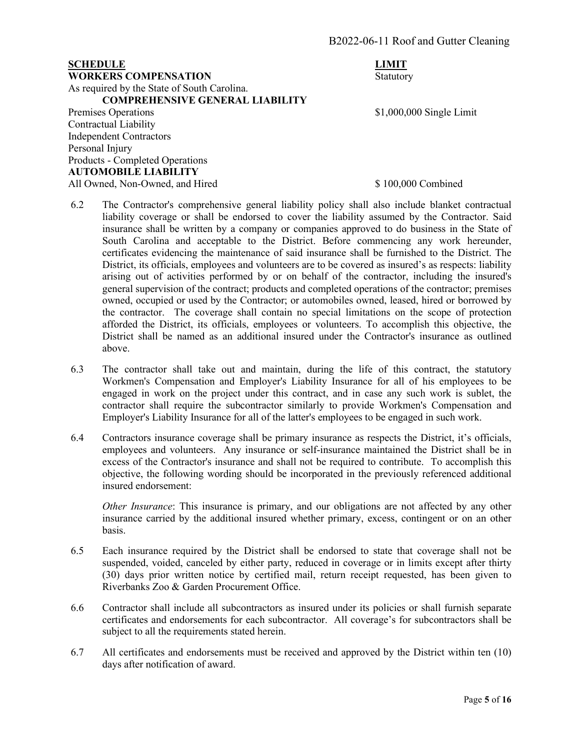| **SCHEDULE** | **LIMIT** |
|---|---|
| **WORKERS COMPENSATION** | Statutory |
| As required by the State of South Carolina. | |
| **COMPREHENSIVE GENERAL LIABILITY** | |
| Premises Operations | $1,000,000 Single Limit |
| Contractual Liability | |
| Independent Contractors | |
| Personal Injury | |
| Products - Completed Operations | |
| **AUTOMOBILE LIABILITY** | |
| All Owned, Non-Owned, and Hired | $ 100,000 Combined |

6.2 The Contractor's comprehensive general liability policy shall also include blanket contractual liability coverage or shall be endorsed to cover the liability assumed by the Contractor. Said insurance shall be written by a company or companies approved to do business in the State of South Carolina and acceptable to the District. Before commencing any work hereunder, certificates evidencing the maintenance of said insurance shall be furnished to the District. The District, its officials, employees and volunteers are to be covered as insured's as respects: liability arising out of activities performed by or on behalf of the contractor, including the insured's general supervision of the contract; products and completed operations of the contractor; premises owned, occupied or used by the Contractor; or automobiles owned, leased, hired or borrowed by the contractor. The coverage shall contain no special limitations on the scope of protection afforded the District, its officials, employees or volunteers. To accomplish this objective, the District shall be named as an additional insured under the Contractor's insurance as outlined above.

6.3 The contractor shall take out and maintain, during the life of this contract, the statutory Workmen's Compensation and Employer's Liability Insurance for all of his employees to be engaged in work on the project under this contract, and in case any such work is sublet, the contractor shall require the subcontractor similarly to provide Workmen's Compensation and Employer's Liability Insurance for all of the latter's employees to be engaged in such work.

6.4 Contractors insurance coverage shall be primary insurance as respects the District, it's officials, employees and volunteers. Any insurance or self-insurance maintained the District shall be in excess of the Contractor's insurance and shall not be required to contribute. To accomplish this objective, the following wording should be incorporated in the previously referenced additional insured endorsement:

*Other Insurance*: This insurance is primary, and our obligations are not affected by any other insurance carried by the additional insured whether primary, excess, contingent or on an other basis.

6.5 Each insurance required by the District shall be endorsed to state that coverage shall not be suspended, voided, canceled by either party, reduced in coverage or in limits except after thirty (30) days prior written notice by certified mail, return receipt requested, has been given to Riverbanks Zoo & Garden Procurement Office.

6.6 Contractor shall include all subcontractors as insured under its policies or shall furnish separate certificates and endorsements for each subcontractor. All coverage's for subcontractors shall be subject to all the requirements stated herein.

6.7 All certificates and endorsements must be received and approved by the District within ten (10) days after notification of award.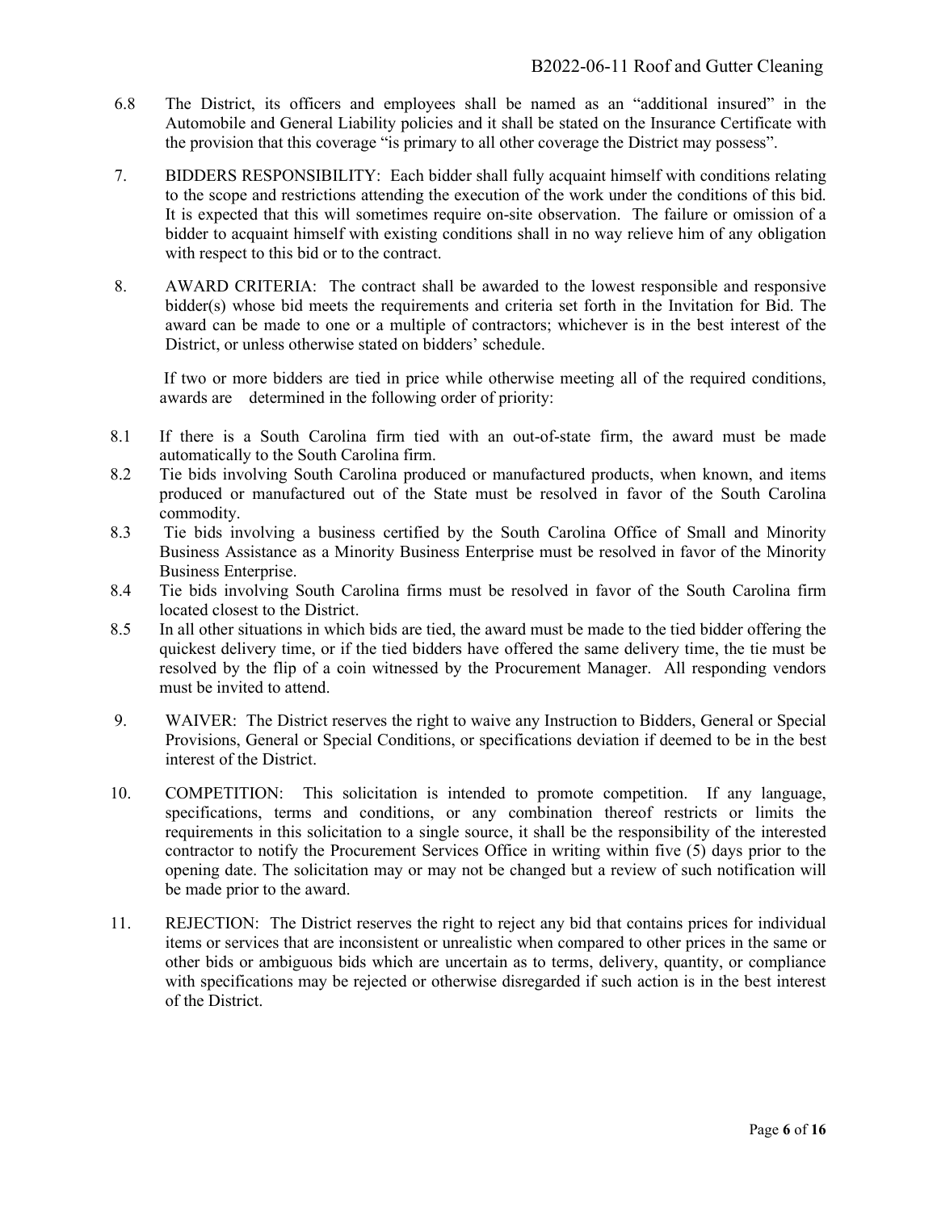6.8 The District, its officers and employees shall be named as an "additional insured" in the Automobile and General Liability policies and it shall be stated on the Insurance Certificate with the provision that this coverage "is primary to all other coverage the District may possess".

7. BIDDERS RESPONSIBILITY: Each bidder shall fully acquaint himself with conditions relating to the scope and restrictions attending the execution of the work under the conditions of this bid. It is expected that this will sometimes require on-site observation. The failure or omission of a bidder to acquaint himself with existing conditions shall in no way relieve him of any obligation with respect to this bid or to the contract.

8. AWARD CRITERIA: The contract shall be awarded to the lowest responsible and responsive bidder(s) whose bid meets the requirements and criteria set forth in the Invitation for Bid. The award can be made to one or a multiple of contractors; whichever is in the best interest of the District, or unless otherwise stated on bidders' schedule.

If two or more bidders are tied in price while otherwise meeting all of the required conditions, awards are determined in the following order of priority:

8.1 If there is a South Carolina firm tied with an out-of-state firm, the award must be made automatically to the South Carolina firm.

8.2 Tie bids involving South Carolina produced or manufactured products, when known, and items produced or manufactured out of the State must be resolved in favor of the South Carolina commodity.

8.3 Tie bids involving a business certified by the South Carolina Office of Small and Minority Business Assistance as a Minority Business Enterprise must be resolved in favor of the Minority Business Enterprise.

8.4 Tie bids involving South Carolina firms must be resolved in favor of the South Carolina firm located closest to the District.

8.5 In all other situations in which bids are tied, the award must be made to the tied bidder offering the quickest delivery time, or if the tied bidders have offered the same delivery time, the tie must be resolved by the flip of a coin witnessed by the Procurement Manager. All responding vendors must be invited to attend.

9. WAIVER: The District reserves the right to waive any Instruction to Bidders, General or Special Provisions, General or Special Conditions, or specifications deviation if deemed to be in the best interest of the District.

10. COMPETITION: This solicitation is intended to promote competition. If any language, specifications, terms and conditions, or any combination thereof restricts or limits the requirements in this solicitation to a single source, it shall be the responsibility of the interested contractor to notify the Procurement Services Office in writing within five (5) days prior to the opening date. The solicitation may or may not be changed but a review of such notification will be made prior to the award.

11. REJECTION: The District reserves the right to reject any bid that contains prices for individual items or services that are inconsistent or unrealistic when compared to other prices in the same or other bids or ambiguous bids which are uncertain as to terms, delivery, quantity, or compliance with specifications may be rejected or otherwise disregarded if such action is in the best interest of the District.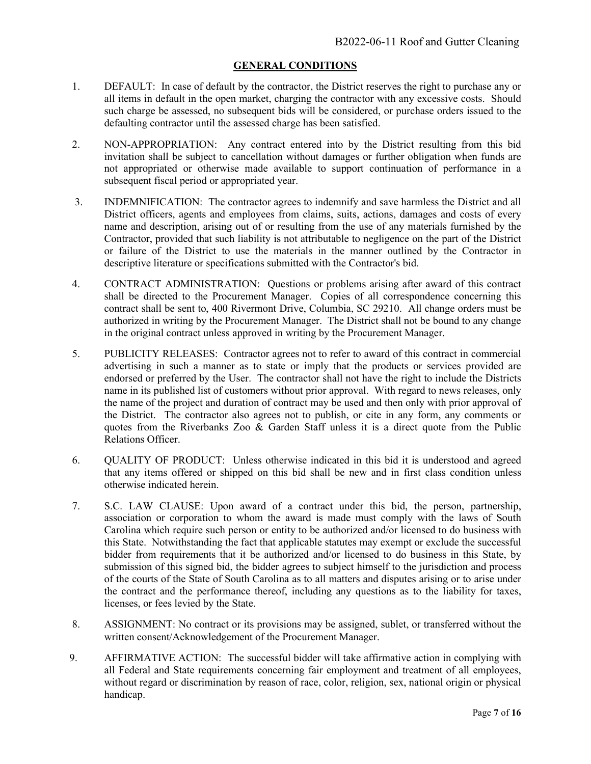## GENERAL CONDITIONS

1. DEFAULT: In case of default by the contractor, the District reserves the right to purchase any or all items in default in the open market, charging the contractor with any excessive costs. Should such charge be assessed, no subsequent bids will be considered, or purchase orders issued to the defaulting contractor until the assessed charge has been satisfied.

2. NON-APPROPRIATION: Any contract entered into by the District resulting from this bid invitation shall be subject to cancellation without damages or further obligation when funds are not appropriated or otherwise made available to support continuation of performance in a subsequent fiscal period or appropriated year.

3. INDEMNIFICATION: The contractor agrees to indemnify and save harmless the District and all District officers, agents and employees from claims, suits, actions, damages and costs of every name and description, arising out of or resulting from the use of any materials furnished by the Contractor, provided that such liability is not attributable to negligence on the part of the District or failure of the District to use the materials in the manner outlined by the Contractor in descriptive literature or specifications submitted with the Contractor's bid.

4. CONTRACT ADMINISTRATION: Questions or problems arising after award of this contract shall be directed to the Procurement Manager. Copies of all correspondence concerning this contract shall be sent to, 400 Rivermont Drive, Columbia, SC 29210. All change orders must be authorized in writing by the Procurement Manager. The District shall not be bound to any change in the original contract unless approved in writing by the Procurement Manager.

5. PUBLICITY RELEASES: Contractor agrees not to refer to award of this contract in commercial advertising in such a manner as to state or imply that the products or services provided are endorsed or preferred by the User. The contractor shall not have the right to include the Districts name in its published list of customers without prior approval. With regard to news releases, only the name of the project and duration of contract may be used and then only with prior approval of the District. The contractor also agrees not to publish, or cite in any form, any comments or quotes from the Riverbanks Zoo & Garden Staff unless it is a direct quote from the Public Relations Officer.

6. QUALITY OF PRODUCT: Unless otherwise indicated in this bid it is understood and agreed that any items offered or shipped on this bid shall be new and in first class condition unless otherwise indicated herein.

7. S.C. LAW CLAUSE: Upon award of a contract under this bid, the person, partnership, association or corporation to whom the award is made must comply with the laws of South Carolina which require such person or entity to be authorized and/or licensed to do business with this State. Notwithstanding the fact that applicable statutes may exempt or exclude the successful bidder from requirements that it be authorized and/or licensed to do business in this State, by submission of this signed bid, the bidder agrees to subject himself to the jurisdiction and process of the courts of the State of South Carolina as to all matters and disputes arising or to arise under the contract and the performance thereof, including any questions as to the liability for taxes, licenses, or fees levied by the State.

8. ASSIGNMENT: No contract or its provisions may be assigned, sublet, or transferred without the written consent/Acknowledgement of the Procurement Manager.

9. AFFIRMATIVE ACTION: The successful bidder will take affirmative action in complying with all Federal and State requirements concerning fair employment and treatment of all employees, without regard or discrimination by reason of race, color, religion, sex, national origin or physical handicap.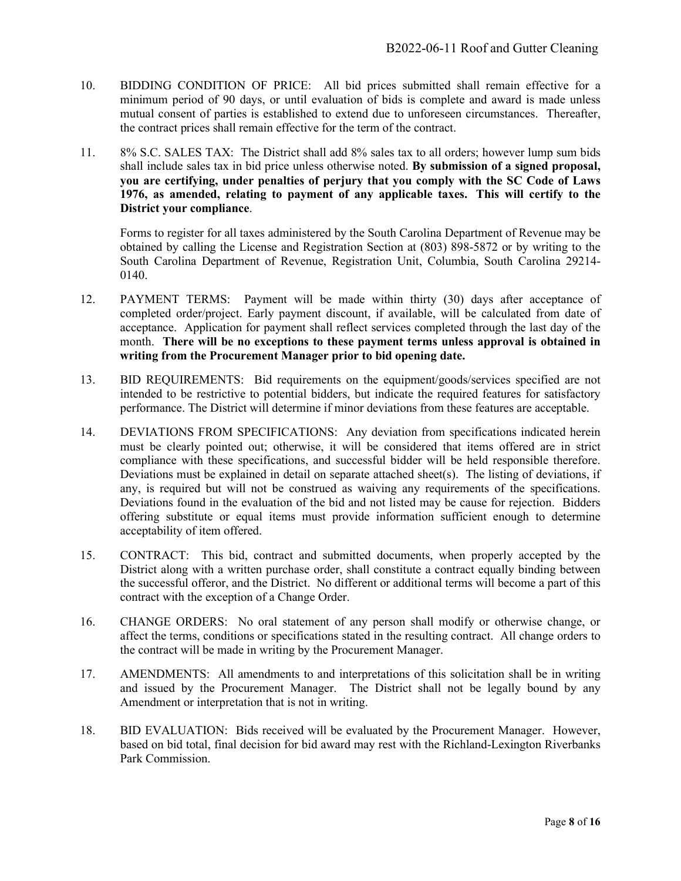10. BIDDING CONDITION OF PRICE: All bid prices submitted shall remain effective for a minimum period of 90 days, or until evaluation of bids is complete and award is made unless mutual consent of parties is established to extend due to unforeseen circumstances. Thereafter, the contract prices shall remain effective for the term of the contract.

11. 8% S.C. SALES TAX: The District shall add 8% sales tax to all orders; however lump sum bids shall include sales tax in bid price unless otherwise noted. **By submission of a signed proposal, you are certifying, under penalties of perjury that you comply with the SC Code of Laws 1976, as amended, relating to payment of any applicable taxes. This will certify to the District your compliance**.

    Forms to register for all taxes administered by the South Carolina Department of Revenue may be obtained by calling the License and Registration Section at (803) 898-5872 or by writing to the South Carolina Department of Revenue, Registration Unit, Columbia, South Carolina 29214-0140.

12. PAYMENT TERMS: Payment will be made within thirty (30) days after acceptance of completed order/project. Early payment discount, if available, will be calculated from date of acceptance. Application for payment shall reflect services completed through the last day of the month. **There will be no exceptions to these payment terms unless approval is obtained in writing from the Procurement Manager prior to bid opening date.**

13. BID REQUIREMENTS: Bid requirements on the equipment/goods/services specified are not intended to be restrictive to potential bidders, but indicate the required features for satisfactory performance. The District will determine if minor deviations from these features are acceptable.

14. DEVIATIONS FROM SPECIFICATIONS: Any deviation from specifications indicated herein must be clearly pointed out; otherwise, it will be considered that items offered are in strict compliance with these specifications, and successful bidder will be held responsible therefore. Deviations must be explained in detail on separate attached sheet(s). The listing of deviations, if any, is required but will not be construed as waiving any requirements of the specifications. Deviations found in the evaluation of the bid and not listed may be cause for rejection. Bidders offering substitute or equal items must provide information sufficient enough to determine acceptability of item offered.

15. CONTRACT: This bid, contract and submitted documents, when properly accepted by the District along with a written purchase order, shall constitute a contract equally binding between the successful offeror, and the District. No different or additional terms will become a part of this contract with the exception of a Change Order.

16. CHANGE ORDERS: No oral statement of any person shall modify or otherwise change, or affect the terms, conditions or specifications stated in the resulting contract. All change orders to the contract will be made in writing by the Procurement Manager.

17. AMENDMENTS: All amendments to and interpretations of this solicitation shall be in writing and issued by the Procurement Manager. The District shall not be legally bound by any Amendment or interpretation that is not in writing.

18. BID EVALUATION: Bids received will be evaluated by the Procurement Manager. However, based on bid total, final decision for bid award may rest with the Richland-Lexington Riverbanks Park Commission.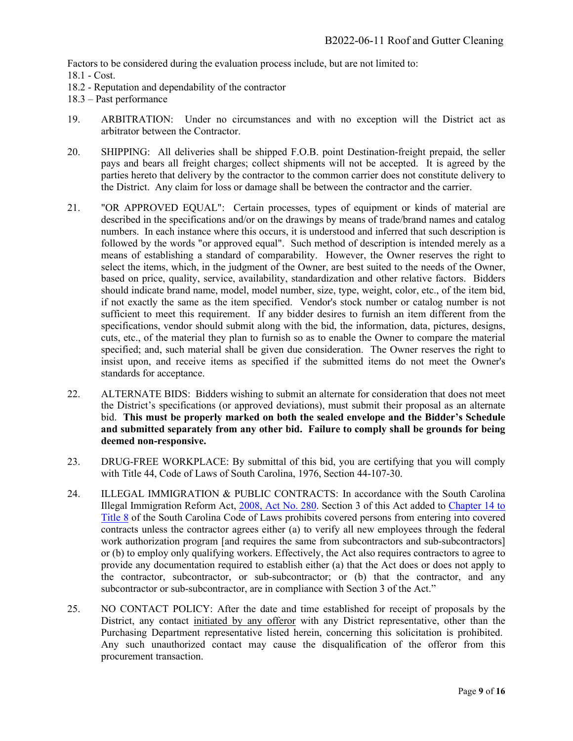Factors to be considered during the evaluation process include, but are not limited to:

18.1 - Cost.

18.2 - Reputation and dependability of the contractor

18.3 – Past performance

19. ARBITRATION: Under no circumstances and with no exception will the District act as arbitrator between the Contractor.

20. SHIPPING: All deliveries shall be shipped F.O.B. point Destination-freight prepaid, the seller pays and bears all freight charges; collect shipments will not be accepted. It is agreed by the parties hereto that delivery by the contractor to the common carrier does not constitute delivery to the District. Any claim for loss or damage shall be between the contractor and the carrier.

21. "OR APPROVED EQUAL": Certain processes, types of equipment or kinds of material are described in the specifications and/or on the drawings by means of trade/brand names and catalog numbers. In each instance where this occurs, it is understood and inferred that such description is followed by the words "or approved equal". Such method of description is intended merely as a means of establishing a standard of comparability. However, the Owner reserves the right to select the items, which, in the judgment of the Owner, are best suited to the needs of the Owner, based on price, quality, service, availability, standardization and other relative factors. Bidders should indicate brand name, model, model number, size, type, weight, color, etc., of the item bid, if not exactly the same as the item specified. Vendor's stock number or catalog number is not sufficient to meet this requirement. If any bidder desires to furnish an item different from the specifications, vendor should submit along with the bid, the information, data, pictures, designs, cuts, etc., of the material they plan to furnish so as to enable the Owner to compare the material specified; and, such material shall be given due consideration. The Owner reserves the right to insist upon, and receive items as specified if the submitted items do not meet the Owner's standards for acceptance.

22. ALTERNATE BIDS: Bidders wishing to submit an alternate for consideration that does not meet the District's specifications (or approved deviations), must submit their proposal as an alternate bid. **This must be properly marked on both the sealed envelope and the Bidder's Schedule and submitted separately from any other bid. Failure to comply shall be grounds for being deemed non-responsive.**

23. DRUG-FREE WORKPLACE: By submittal of this bid, you are certifying that you will comply with Title 44, Code of Laws of South Carolina, 1976, Section 44-107-30.

24. ILLEGAL IMMIGRATION & PUBLIC CONTRACTS: In accordance with the South Carolina Illegal Immigration Reform Act, 2008, Act No. 280. Section 3 of this Act added to Chapter 14 to Title 8 of the South Carolina Code of Laws prohibits covered persons from entering into covered contracts unless the contractor agrees either (a) to verify all new employees through the federal work authorization program [and requires the same from subcontractors and sub-subcontractors] or (b) to employ only qualifying workers. Effectively, the Act also requires contractors to agree to provide any documentation required to establish either (a) that the Act does or does not apply to the contractor, subcontractor, or sub-subcontractor; or (b) that the contractor, and any subcontractor or sub-subcontractor, are in compliance with Section 3 of the Act."

25. NO CONTACT POLICY: After the date and time established for receipt of proposals by the District, any contact initiated by any offeror with any District representative, other than the Purchasing Department representative listed herein, concerning this solicitation is prohibited. Any such unauthorized contact may cause the disqualification of the offeror from this procurement transaction.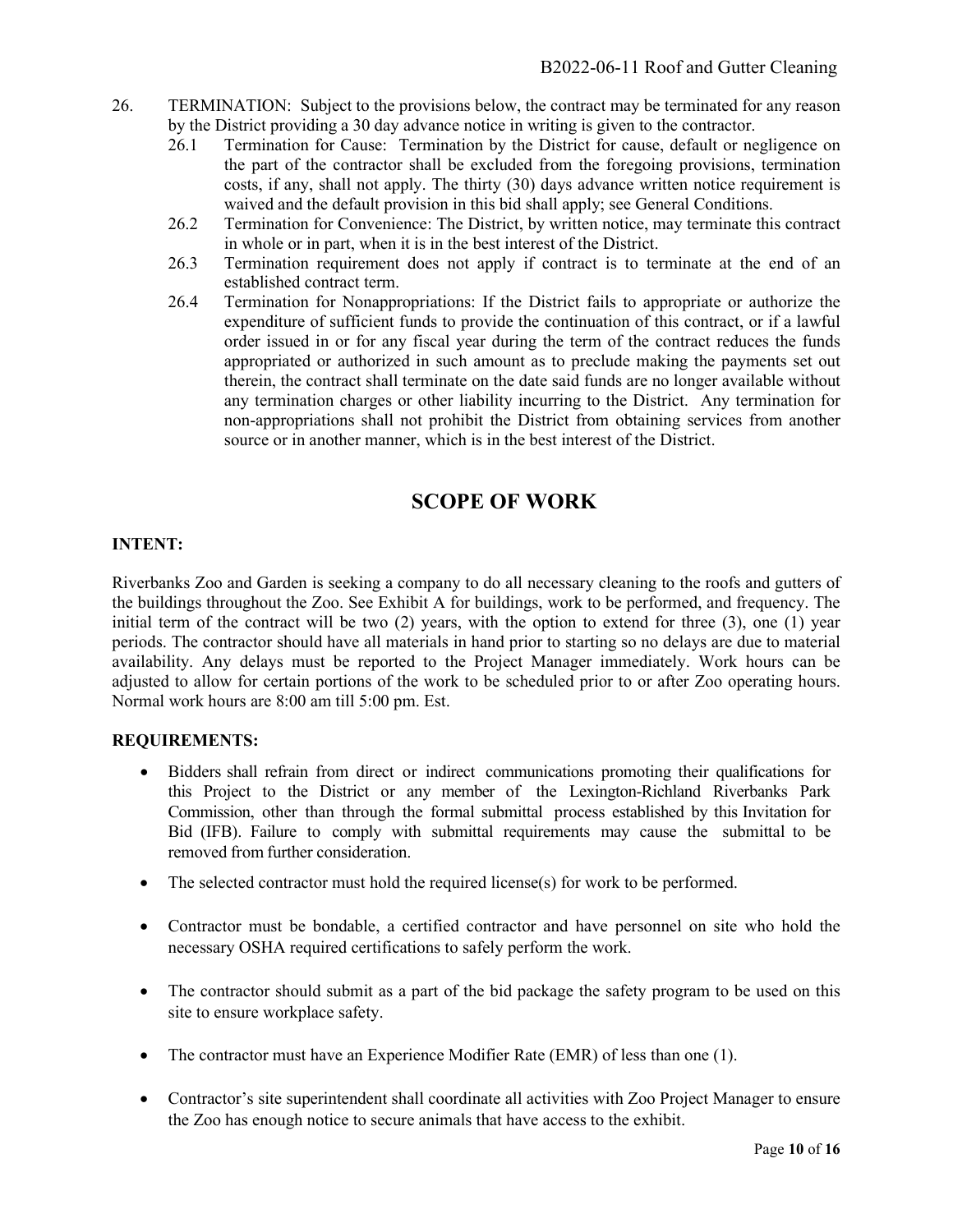26. TERMINATION: Subject to the provisions below, the contract may be terminated for any reason by the District providing a 30 day advance notice in writing is given to the contractor.
    - 26.1 Termination for Cause: Termination by the District for cause, default or negligence on the part of the contractor shall be excluded from the foregoing provisions, termination costs, if any, shall not apply. The thirty (30) days advance written notice requirement is waived and the default provision in this bid shall apply; see General Conditions.
    - 26.2 Termination for Convenience: The District, by written notice, may terminate this contract in whole or in part, when it is in the best interest of the District.
    - 26.3 Termination requirement does not apply if contract is to terminate at the end of an established contract term.
    - 26.4 Termination for Nonappropriations: If the District fails to appropriate or authorize the expenditure of sufficient funds to provide the continuation of this contract, or if a lawful order issued in or for any fiscal year during the term of the contract reduces the funds appropriated or authorized in such amount as to preclude making the payments set out therein, the contract shall terminate on the date said funds are no longer available without any termination charges or other liability incurring to the District. Any termination for non-appropriations shall not prohibit the District from obtaining services from another source or in another manner, which is in the best interest of the District.

# SCOPE OF WORK

**INTENT:**

Riverbanks Zoo and Garden is seeking a company to do all necessary cleaning to the roofs and gutters of the buildings throughout the Zoo. See Exhibit A for buildings, work to be performed, and frequency. The initial term of the contract will be two (2) years, with the option to extend for three (3), one (1) year periods. The contractor should have all materials in hand prior to starting so no delays are due to material availability. Any delays must be reported to the Project Manager immediately. Work hours can be adjusted to allow for certain portions of the work to be scheduled prior to or after Zoo operating hours. Normal work hours are 8:00 am till 5:00 pm. Est.

**REQUIREMENTS:**

- Bidders shall refrain from direct or indirect communications promoting their qualifications for this Project to the District or any member of the Lexington-Richland Riverbanks Park Commission, other than through the formal submittal process established by this Invitation for Bid (IFB). Failure to comply with submittal requirements may cause the submittal to be removed from further consideration.
- The selected contractor must hold the required license(s) for work to be performed.
- Contractor must be bondable, a certified contractor and have personnel on site who hold the necessary OSHA required certifications to safely perform the work.
- The contractor should submit as a part of the bid package the safety program to be used on this site to ensure workplace safety.
- The contractor must have an Experience Modifier Rate (EMR) of less than one (1).
- Contractor's site superintendent shall coordinate all activities with Zoo Project Manager to ensure the Zoo has enough notice to secure animals that have access to the exhibit.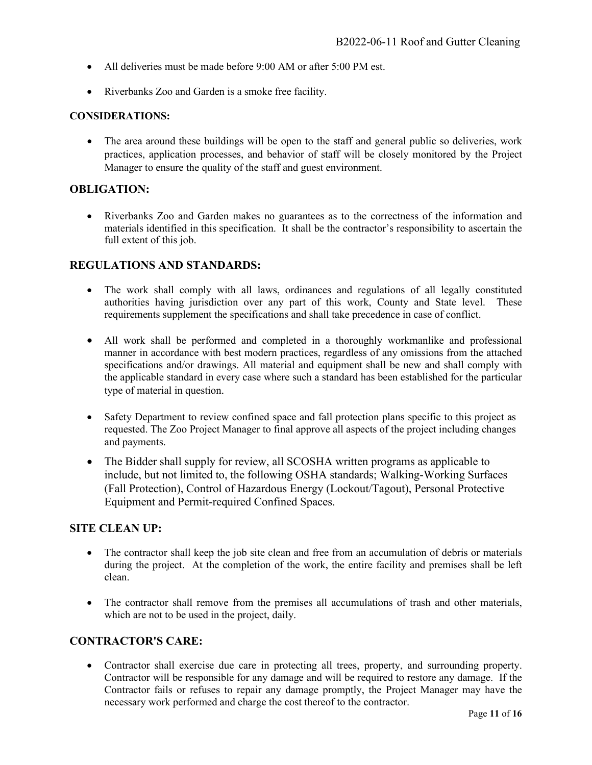- All deliveries must be made before 9:00 AM or after 5:00 PM est.
- Riverbanks Zoo and Garden is a smoke free facility.

**CONSIDERATIONS:**

- The area around these buildings will be open to the staff and general public so deliveries, work practices, application processes, and behavior of staff will be closely monitored by the Project Manager to ensure the quality of the staff and guest environment.

## OBLIGATION:

- Riverbanks Zoo and Garden makes no guarantees as to the correctness of the information and materials identified in this specification. It shall be the contractor's responsibility to ascertain the full extent of this job.

## REGULATIONS AND STANDARDS:

- The work shall comply with all laws, ordinances and regulations of all legally constituted authorities having jurisdiction over any part of this work, County and State level. These requirements supplement the specifications and shall take precedence in case of conflict.
- All work shall be performed and completed in a thoroughly workmanlike and professional manner in accordance with best modern practices, regardless of any omissions from the attached specifications and/or drawings. All material and equipment shall be new and shall comply with the applicable standard in every case where such a standard has been established for the particular type of material in question.
- Safety Department to review confined space and fall protection plans specific to this project as requested. The Zoo Project Manager to final approve all aspects of the project including changes and payments.
- The Bidder shall supply for review, all SCOSHA written programs as applicable to include, but not limited to, the following OSHA standards; Walking-Working Surfaces (Fall Protection), Control of Hazardous Energy (Lockout/Tagout), Personal Protective Equipment and Permit-required Confined Spaces.

## SITE CLEAN UP:

- The contractor shall keep the job site clean and free from an accumulation of debris or materials during the project. At the completion of the work, the entire facility and premises shall be left clean.
- The contractor shall remove from the premises all accumulations of trash and other materials, which are not to be used in the project, daily.

## CONTRACTOR'S CARE:

- Contractor shall exercise due care in protecting all trees, property, and surrounding property. Contractor will be responsible for any damage and will be required to restore any damage. If the Contractor fails or refuses to repair any damage promptly, the Project Manager may have the necessary work performed and charge the cost thereof to the contractor.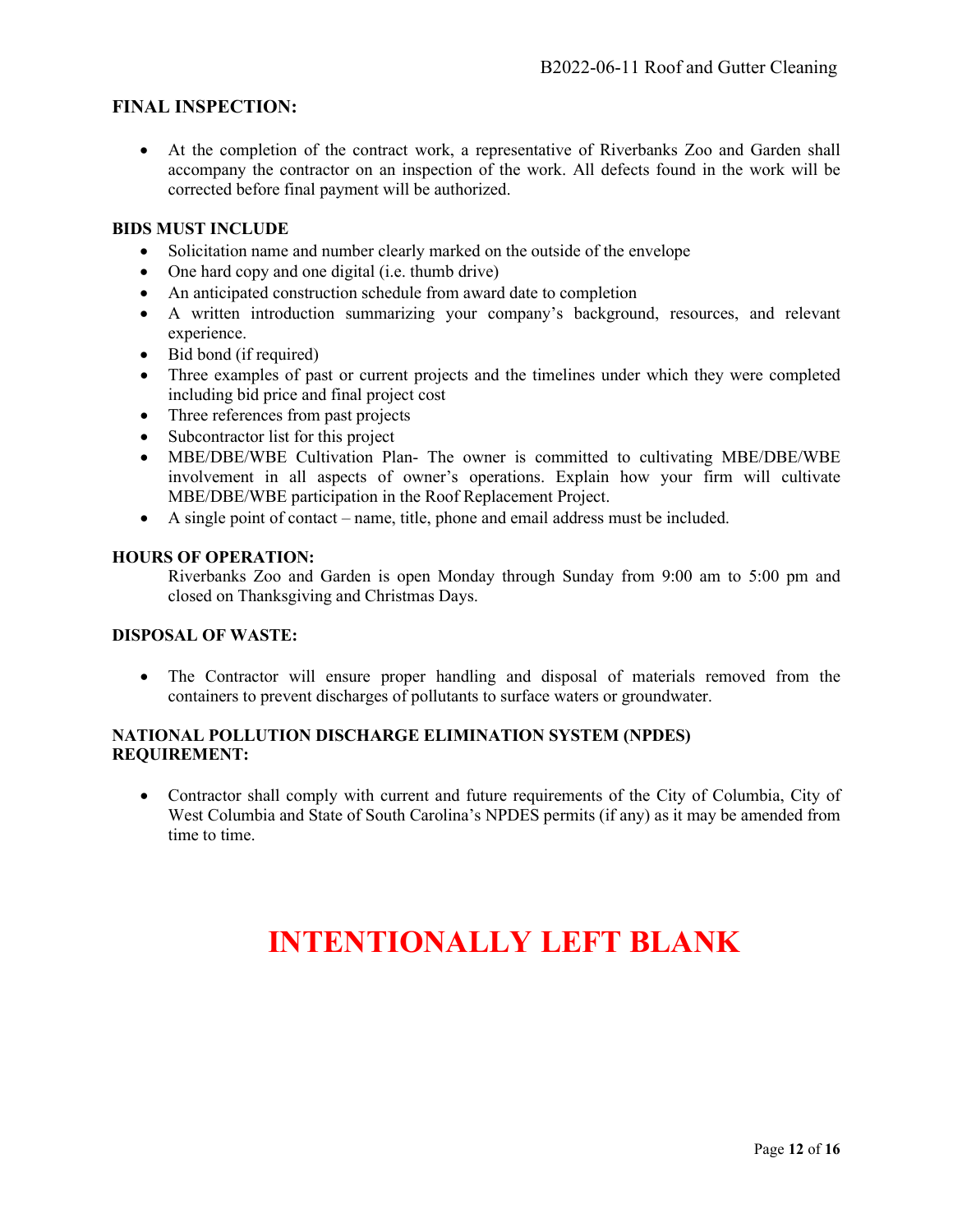## FINAL INSPECTION:

- At the completion of the contract work, a representative of Riverbanks Zoo and Garden shall accompany the contractor on an inspection of the work. All defects found in the work will be corrected before final payment will be authorized.

### BIDS MUST INCLUDE

- Solicitation name and number clearly marked on the outside of the envelope
- One hard copy and one digital (i.e. thumb drive)
- An anticipated construction schedule from award date to completion
- A written introduction summarizing your company's background, resources, and relevant experience.
- Bid bond (if required)
- Three examples of past or current projects and the timelines under which they were completed including bid price and final project cost
- Three references from past projects
- Subcontractor list for this project
- MBE/DBE/WBE Cultivation Plan- The owner is committed to cultivating MBE/DBE/WBE involvement in all aspects of owner's operations. Explain how your firm will cultivate MBE/DBE/WBE participation in the Roof Replacement Project.
- A single point of contact – name, title, phone and email address must be included.

### HOURS OF OPERATION:

Riverbanks Zoo and Garden is open Monday through Sunday from 9:00 am to 5:00 pm and closed on Thanksgiving and Christmas Days.

### DISPOSAL OF WASTE:

- The Contractor will ensure proper handling and disposal of materials removed from the containers to prevent discharges of pollutants to surface waters or groundwater.

### NATIONAL POLLUTION DISCHARGE ELIMINATION SYSTEM (NPDES) REQUIREMENT:

- Contractor shall comply with current and future requirements of the City of Columbia, City of West Columbia and State of South Carolina's NPDES permits (if any) as it may be amended from time to time.

# INTENTIONALLY LEFT BLANK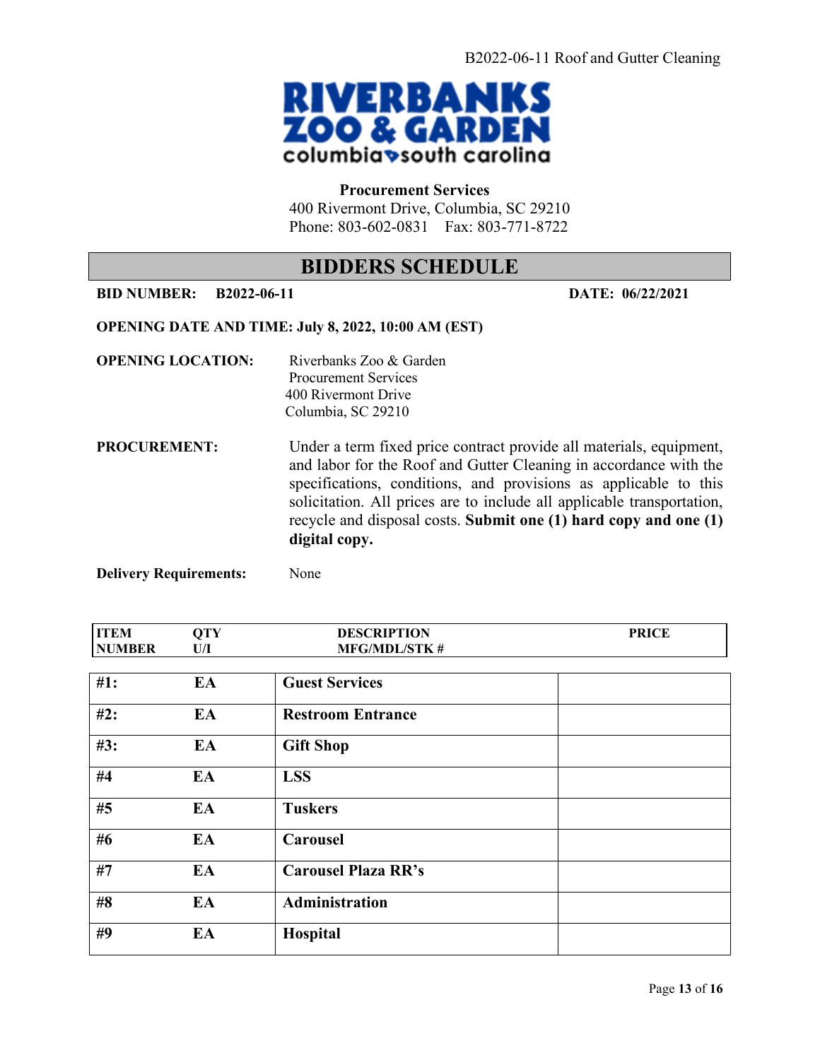**RIVERBANKS ZOO & GARDEN**
columbia south carolina

**Procurement Services**
400 Rivermont Drive, Columbia, SC 29210
Phone: 803-602-0831 Fax: 803-771-8722

## BIDDERS SCHEDULE

**BID NUMBER: B2022-06-11** **DATE: 06/22/2021**

**OPENING DATE AND TIME: July 8, 2022, 10:00 AM (EST)**

**OPENING LOCATION:** Riverbanks Zoo & Garden
Procurement Services
400 Rivermont Drive
Columbia, SC 29210

**PROCUREMENT:** Under a term fixed price contract provide all materials, equipment, and labor for the Roof and Gutter Cleaning in accordance with the specifications, conditions, and provisions as applicable to this solicitation. All prices are to include all applicable transportation, recycle and disposal costs. **Submit one (1) hard copy and one (1) digital copy.**

**Delivery Requirements:** None

| ITEM NUMBER | QTY U/I | DESCRIPTION MFG/MDL/STK # | PRICE |
|---|---|---|---|
| #1: | EA | Guest Services | |
| #2: | EA | Restroom Entrance | |
| #3: | EA | Gift Shop | |
| #4 | EA | LSS | |
| #5 | EA | Tuskers | |
| #6 | EA | Carousel | |
| #7 | EA | Carousel Plaza RR's | |
| #8 | EA | Administration | |
| #9 | EA | Hospital | |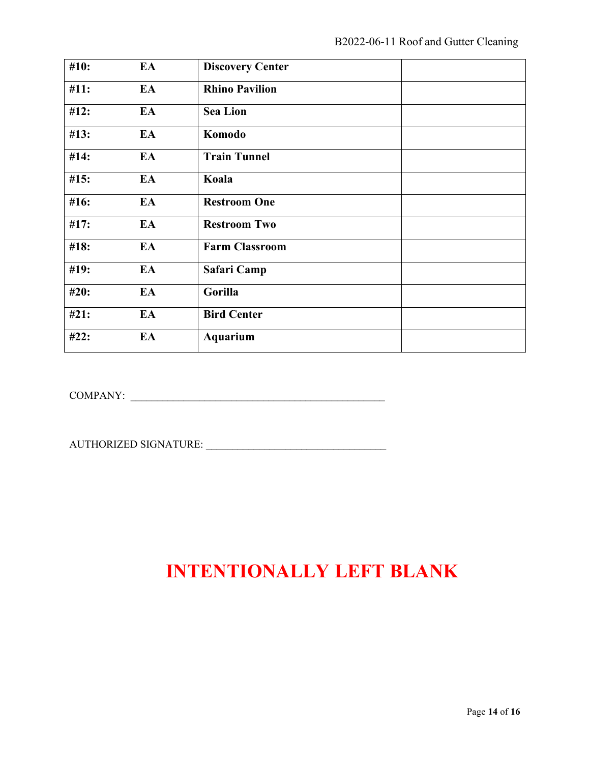| | | | |
|---|---|---|---|
| **#10:** | **EA** | **Discovery Center** | |
| **#11:** | **EA** | **Rhino Pavilion** | |
| **#12:** | **EA** | **Sea Lion** | |
| **#13:** | **EA** | **Komodo** | |
| **#14:** | **EA** | **Train Tunnel** | |
| **#15:** | **EA** | **Koala** | |
| **#16:** | **EA** | **Restroom One** | |
| **#17:** | **EA** | **Restroom Two** | |
| **#18:** | **EA** | **Farm Classroom** | |
| **#19:** | **EA** | **Safari Camp** | |
| **#20:** | **EA** | **Gorilla** | |
| **#21:** | **EA** | **Bird Center** | |
| **#22:** | **EA** | **Aquarium** | |

COMPANY: ___________________________________________________

AUTHORIZED SIGNATURE: ____________________________________

**INTENTIONALLY LEFT BLANK**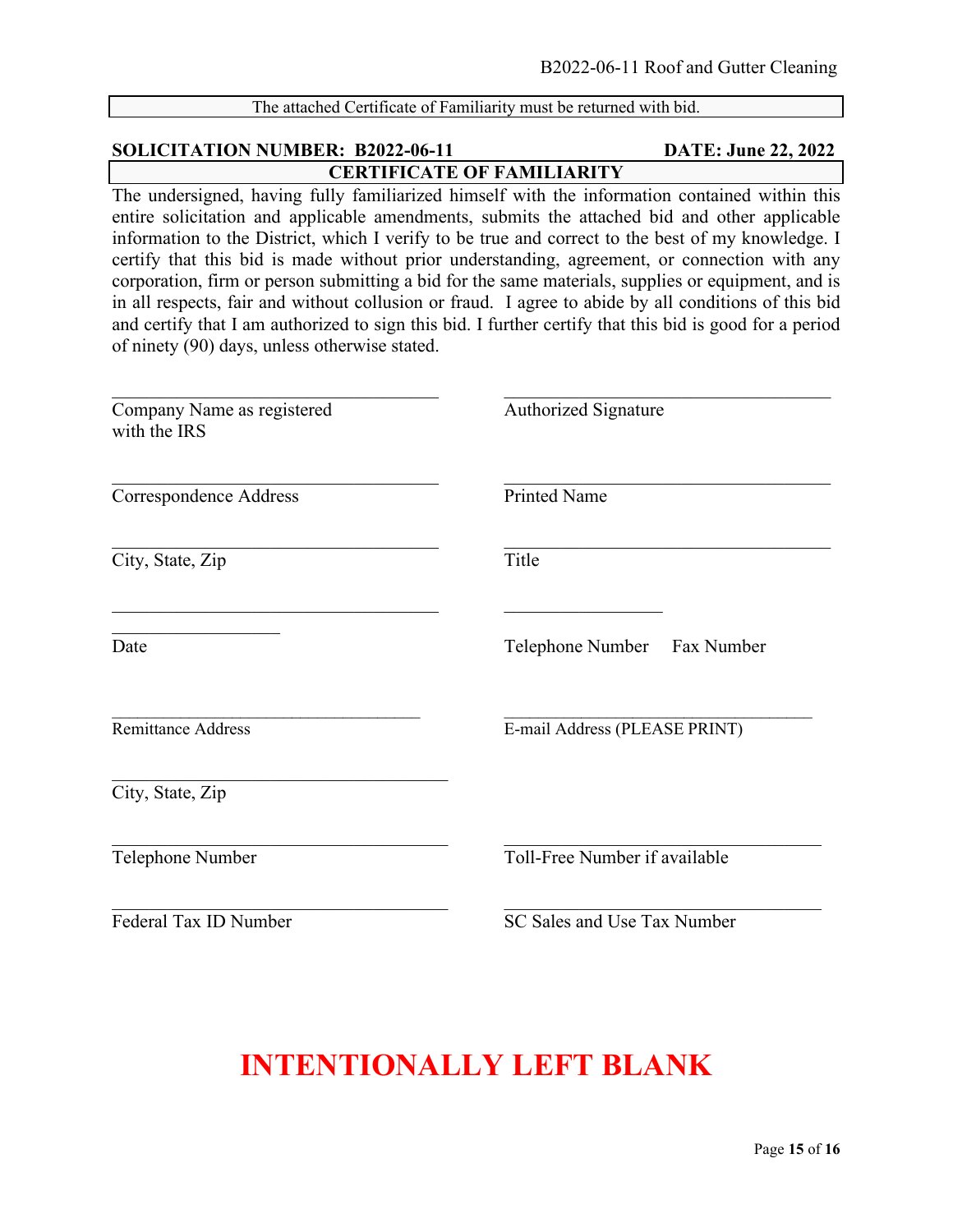The attached Certificate of Familiarity must be returned with bid.

**SOLICITATION NUMBER: B2022-06-11** **DATE: June 22, 2022**

## CERTIFICATE OF FAMILIARITY

The undersigned, having fully familiarized himself with the information contained within this entire solicitation and applicable amendments, submits the attached bid and other applicable information to the District, which I verify to be true and correct to the best of my knowledge. I certify that this bid is made without prior understanding, agreement, or connection with any corporation, firm or person submitting a bid for the same materials, supplies or equipment, and is in all respects, fair and without collusion or fraud. I agree to abide by all conditions of this bid and certify that I am authorized to sign this bid. I further certify that this bid is good for a period of ninety (90) days, unless otherwise stated.

| | |
|---|---|
| ______________________________ | ______________________________ |
| Company Name as registered with the IRS | Authorized Signature |
| ______________________________ | ______________________________ |
| Correspondence Address | Printed Name |
| ______________________________ | ______________________________ |
| City, State, Zip | Title |
| ______________________________ | ______________ ______________ |
| Date | Telephone Number Fax Number |
| ______________________________ | ______________________________ |
| Remittance Address | E-mail Address (PLEASE PRINT) |
| ______________________________ | |
| City, State, Zip | |
| ______________________________ | ______________________________ |
| Telephone Number | Toll-Free Number if available |
| ______________________________ | ______________________________ |
| Federal Tax ID Number | SC Sales and Use Tax Number |

**INTENTIONALLY LEFT BLANK**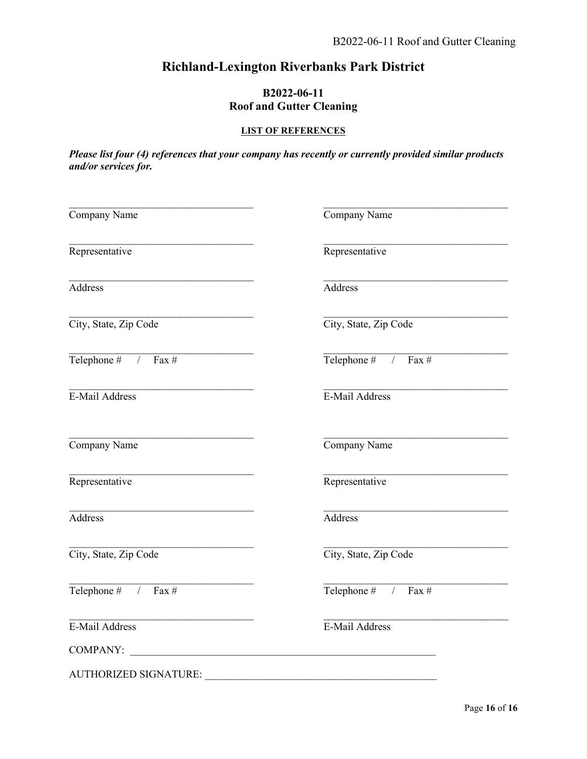# Richland-Lexington Riverbanks Park District

## B2022-06-11
## Roof and Gutter Cleaning

### LIST OF REFERENCES

***Please list four (4) references that your company has recently or currently provided similar products and/or services for.***

___________________________________
Company Name

___________________________________
Representative

___________________________________
Address

___________________________________
City, State, Zip Code

___________________________________
Telephone # / Fax #

___________________________________
E-Mail Address

___________________________________
Company Name

___________________________________
Representative

___________________________________
Address

___________________________________
City, State, Zip Code

___________________________________
Telephone # / Fax #

___________________________________
E-Mail Address

___________________________________
Company Name

___________________________________
Representative

___________________________________
Address

___________________________________
City, State, Zip Code

___________________________________
Telephone # / Fax #

___________________________________
E-Mail Address

___________________________________
Company Name

___________________________________
Representative

___________________________________
Address

___________________________________
City, State, Zip Code

___________________________________
Telephone # / Fax #

___________________________________
E-Mail Address

COMPANY: ___________________________________________________________

AUTHORIZED SIGNATURE: ___________________________________________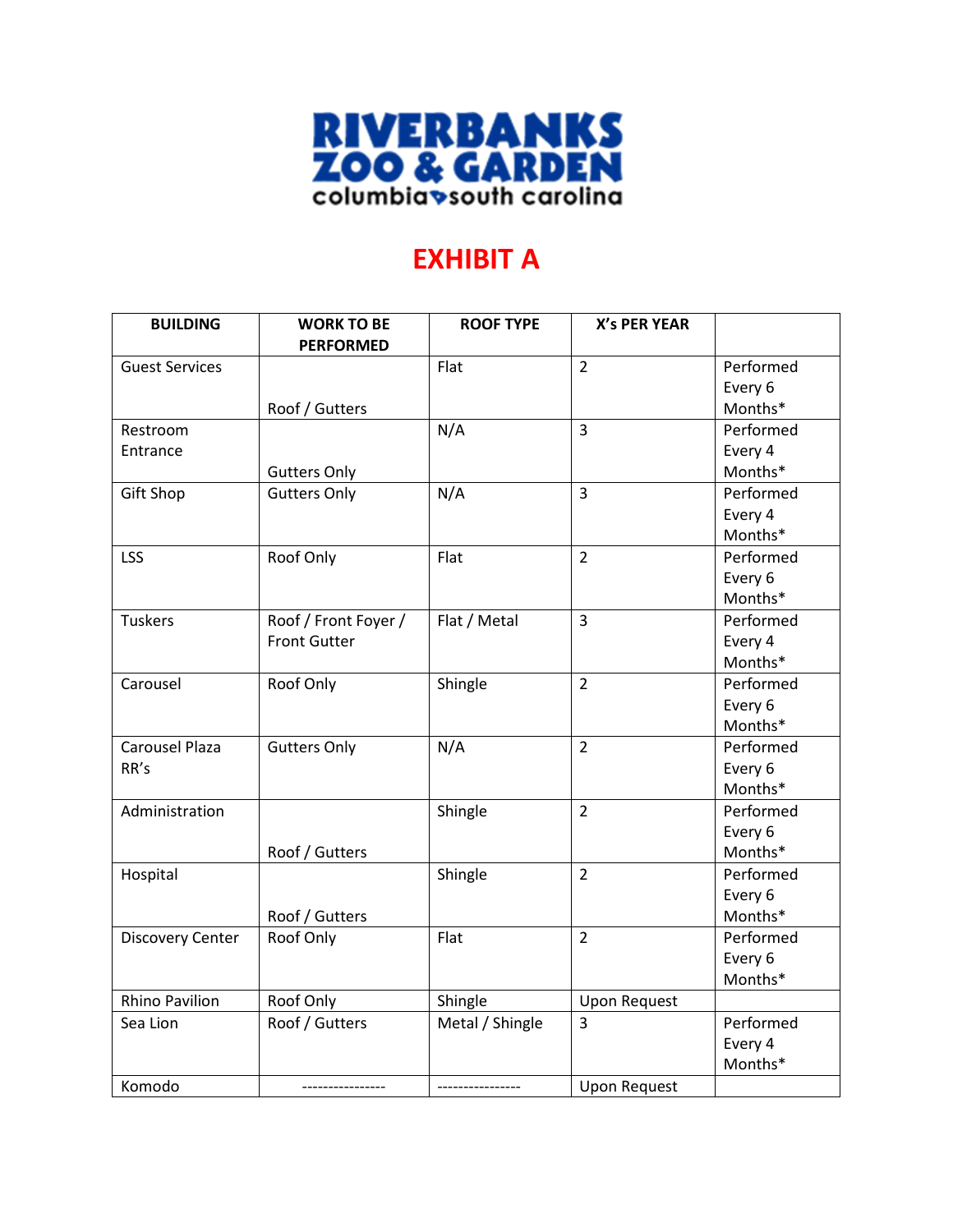RIVERBANKS ZOO & GARDEN
columbia south carolina

# EXHIBIT A

| BUILDING | WORK TO BE PERFORMED | ROOF TYPE | X's PER YEAR | |
|---|---|---|---|---|
| Guest Services | Roof / Gutters | Flat | 2 | Performed Every 6 Months* |
| Restroom Entrance | Gutters Only | N/A | 3 | Performed Every 4 Months* |
| Gift Shop | Gutters Only | N/A | 3 | Performed Every 4 Months* |
| LSS | Roof Only | Flat | 2 | Performed Every 6 Months* |
| Tuskers | Roof / Front Foyer / Front Gutter | Flat / Metal | 3 | Performed Every 4 Months* |
| Carousel | Roof Only | Shingle | 2 | Performed Every 6 Months* |
| Carousel Plaza RR's | Gutters Only | N/A | 2 | Performed Every 6 Months* |
| Administration | Roof / Gutters | Shingle | 2 | Performed Every 6 Months* |
| Hospital | Roof / Gutters | Shingle | 2 | Performed Every 6 Months* |
| Discovery Center | Roof Only | Flat | 2 | Performed Every 6 Months* |
| Rhino Pavilion | Roof Only | Shingle | Upon Request | |
| Sea Lion | Roof / Gutters | Metal / Shingle | 3 | Performed Every 4 Months* |
| Komodo | ---------------- | ---------------- | Upon Request | |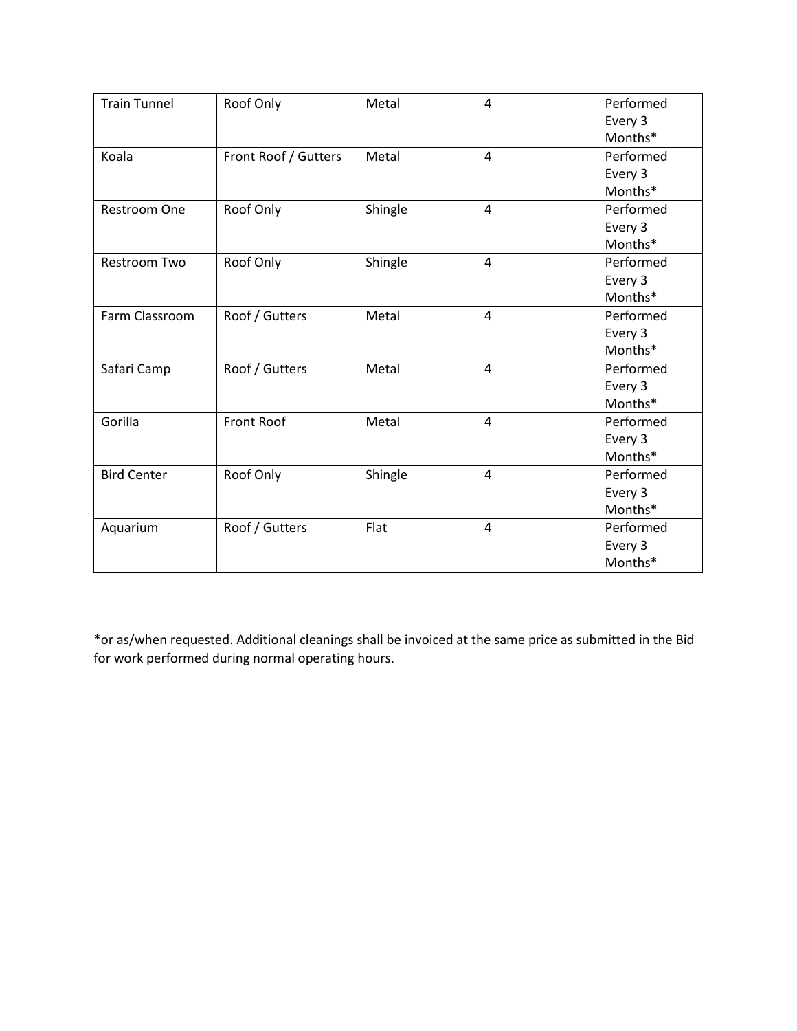| | | | | |
|---|---|---|---|---|
| Train Tunnel | Roof Only | Metal | 4 | Performed Every 3 Months* |
| Koala | Front Roof / Gutters | Metal | 4 | Performed Every 3 Months* |
| Restroom One | Roof Only | Shingle | 4 | Performed Every 3 Months* |
| Restroom Two | Roof Only | Shingle | 4 | Performed Every 3 Months* |
| Farm Classroom | Roof / Gutters | Metal | 4 | Performed Every 3 Months* |
| Safari Camp | Roof / Gutters | Metal | 4 | Performed Every 3 Months* |
| Gorilla | Front Roof | Metal | 4 | Performed Every 3 Months* |
| Bird Center | Roof Only | Shingle | 4 | Performed Every 3 Months* |
| Aquarium | Roof / Gutters | Flat | 4 | Performed Every 3 Months* |

*or as/when requested. Additional cleanings shall be invoiced at the same price as submitted in the Bid for work performed during normal operating hours.